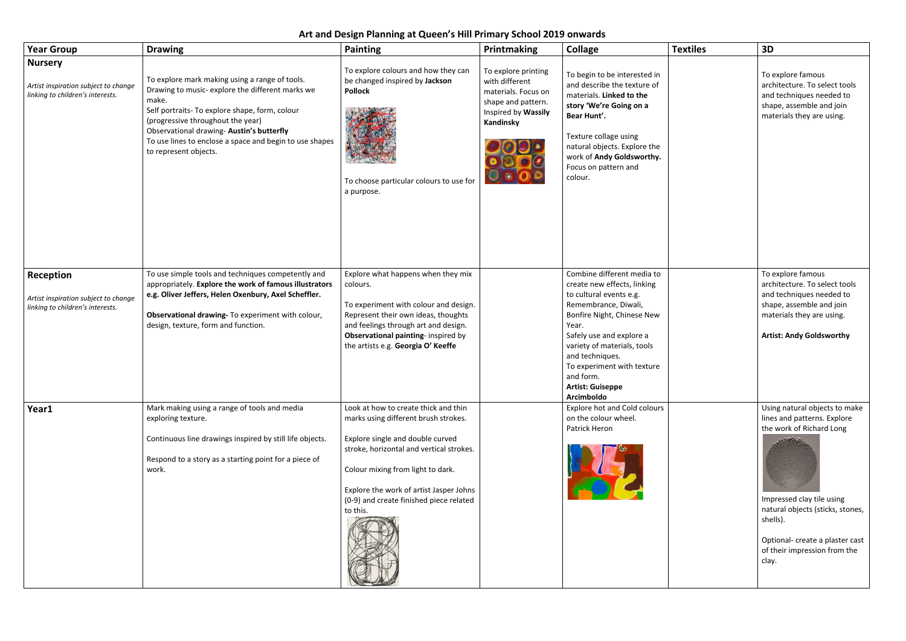# Art and Design Planning at Queen's Hill Primary School 2019 onwards

| Year Group | Drawing | Painting | Printmaking | Collage | Textiles | 3D |
|---|---|---|---|---|---|---|
| **Nursery**<br><br>*Artist inspiration subject to change linking to children's interests.* | To explore mark making using a range of tools.<br>Drawing to music- explore the different marks we make.<br>Self portraits- To explore shape, form, colour (progressive throughout the year)<br>Observational drawing- **Austin's butterfly**<br>To use lines to enclose a space and begin to use shapes to represent objects. | To explore colours and how they can be changed inspired by **Jackson Pollock**<br><br>To choose particular colours to use for a purpose. | To explore printing with different materials. Focus on shape and pattern. Inspired by **Wassily Kandinsky** | To begin to be interested in and describe the texture of materials. **Linked to the story 'We're Going on a Bear Hunt'.**<br><br>Texture collage using natural objects. Explore the work of **Andy Goldsworthy.** Focus on pattern and colour. | | To explore famous architecture. To select tools and techniques needed to shape, assemble and join materials they are using. |
| **Reception**<br><br>*Artist inspiration subject to change linking to children's interests.* | To use simple tools and techniques competently and appropriately. **Explore the work of famous illustrators e.g. Oliver Jeffers, Helen Oxenbury, Axel Scheffler.**<br><br>**Observational drawing-** To experiment with colour, design, texture, form and function. | Explore what happens when they mix colours.<br><br>To experiment with colour and design. Represent their own ideas, thoughts and feelings through art and design. **Observational painting**- inspired by the artists e.g. **Georgia O' Keeffe** | | Combine different media to create new effects, linking to cultural events e.g. Remembrance, Diwali, Bonfire Night, Chinese New Year.<br>Safely use and explore a variety of materials, tools and techniques.<br>To experiment with texture and form.<br>**Artist: Guiseppe Arcimboldo** | | To explore famous architecture. To select tools and techniques needed to shape, assemble and join materials they are using.<br><br>**Artist: Andy Goldsworthy** |
| **Year1** | Mark making using a range of tools and media exploring texture.<br><br>Continuous line drawings inspired by still life objects.<br><br>Respond to a story as a starting point for a piece of work. | Look at how to create thick and thin marks using different brush strokes.<br><br>Explore single and double curved stroke, horizontal and vertical strokes.<br><br>Colour mixing from light to dark.<br><br>Explore the work of artist Jasper Johns (0-9) and create finished piece related to this. | | Explore hot and Cold colours on the colour wheel.<br>Patrick Heron | | Using natural objects to make lines and patterns. Explore the work of Richard Long<br><br>Impressed clay tile using natural objects (sticks, stones, shells).<br><br>Optional- create a plaster cast of their impression from the clay. |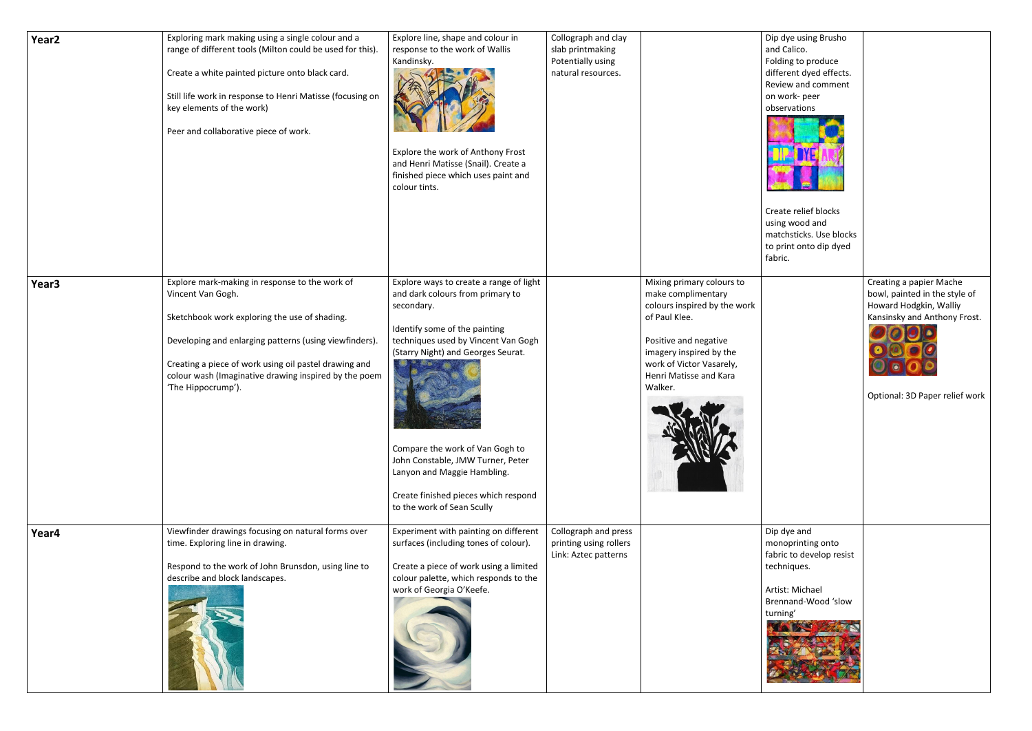| | | | | | | |
|---|---|---|---|---|---|---|
| **Year2** | Exploring mark making using a single colour and a range of different tools (Milton could be used for this).<br><br>Create a white painted picture onto black card.<br><br>Still life work in response to Henri Matisse (focusing on key elements of the work)<br><br>Peer and collaborative piece of work. | Explore line, shape and colour in response to the work of Wallis Kandinsky.<br><br>Explore the work of Anthony Frost and Henri Matisse (Snail). Create a finished piece which uses paint and colour tints. | Collograph and clay slab printmaking Potentially using natural resources. | | Dip dye using Brusho and Calico.<br>Folding to produce different dyed effects.<br>Review and comment on work- peer observations<br><br>Create relief blocks using wood and matchsticks. Use blocks to print onto dip dyed fabric. | |
| **Year3** | Explore mark-making in response to the work of Vincent Van Gogh.<br><br>Sketchbook work exploring the use of shading.<br><br>Developing and enlarging patterns (using viewfinders).<br><br>Creating a piece of work using oil pastel drawing and colour wash (Imaginative drawing inspired by the poem 'The Hippocrump'). | Explore ways to create a range of light and dark colours from primary to secondary.<br><br>Identify some of the painting techniques used by Vincent Van Gogh (Starry Night) and Georges Seurat.<br><br>Compare the work of Van Gogh to John Constable, JMW Turner, Peter Lanyon and Maggie Hambling.<br><br>Create finished pieces which respond to the work of Sean Scully | | Mixing primary colours to make complimentary colours inspired by the work of Paul Klee.<br><br>Positive and negative imagery inspired by the work of Victor Vasarely, Henri Matisse and Kara Walker. | | Creating a papier Mache bowl, painted in the style of Howard Hodgkin, Walliy Kansinsky and Anthony Frost.<br><br>Optional: 3D Paper relief work |
| **Year4** | Viewfinder drawings focusing on natural forms over time. Exploring line in drawing.<br><br>Respond to the work of John Brunsdon, using line to describe and block landscapes. | Experiment with painting on different surfaces (including tones of colour).<br><br>Create a piece of work using a limited colour palette, which responds to the work of Georgia O'Keefe. | Collograph and press printing using rollers Link: Aztec patterns | | Dip dye and monoprinting onto fabric to develop resist techniques.<br><br>Artist: Michael Brennand-Wood 'slow turning' | |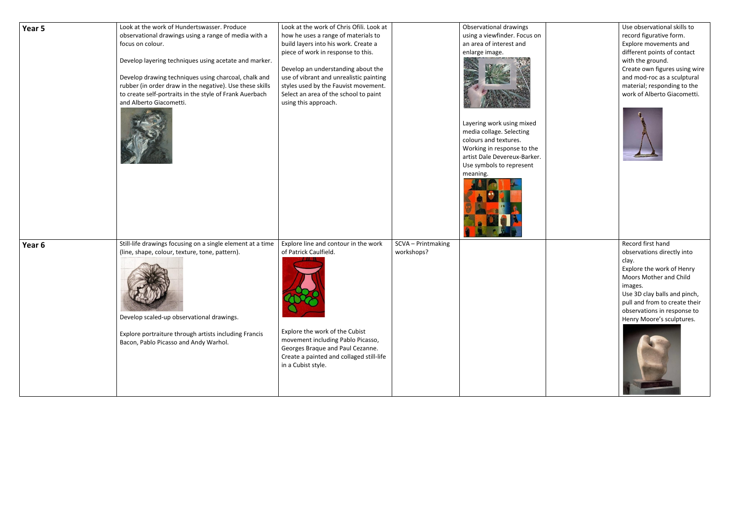| | | | | | | |
|---|---|---|---|---|---|---|
| **Year 5** | Look at the work of Hundertswasser. Produce observational drawings using a range of media with a focus on colour.<br><br>Develop layering techniques using acetate and marker.<br><br>Develop drawing techniques using charcoal, chalk and rubber (in order draw in the negative). Use these skills to create self-portraits in the style of Frank Auerbach and Alberto Giacometti. | Look at the work of Chris Ofili. Look at how he uses a range of materials to build layers into his work. Create a piece of work in response to this.<br><br>Develop an understanding about the use of vibrant and unrealistic painting styles used by the Fauvist movement. Select an area of the school to paint using this approach. | | Observational drawings using a viewfinder. Focus on an area of interest and enlarge image.<br><br>Layering work using mixed media collage. Selecting colours and textures. Working in response to the artist Dale Devereux-Barker. Use symbols to represent meaning. | | Use observational skills to record figurative form. Explore movements and different points of contact with the ground. Create own figures using wire and mod-roc as a sculptural material; responding to the work of Alberto Giacometti. |
| **Year 6** | Still-life drawings focusing on a single element at a time (line, shape, colour, texture, tone, pattern).<br><br>Develop scaled-up observational drawings.<br><br>Explore portraiture through artists including Francis Bacon, Pablo Picasso and Andy Warhol. | Explore line and contour in the work of Patrick Caulfield.<br><br>Explore the work of the Cubist movement including Pablo Picasso, Georges Braque and Paul Cezanne. Create a painted and collaged still-life in a Cubist style. | SCVA – Printmaking workshops? | | | Record first hand observations directly into clay. Explore the work of Henry Moors Mother and Child images. Use 3D clay balls and pinch, pull and from to create their observations in response to Henry Moore's sculptures. |